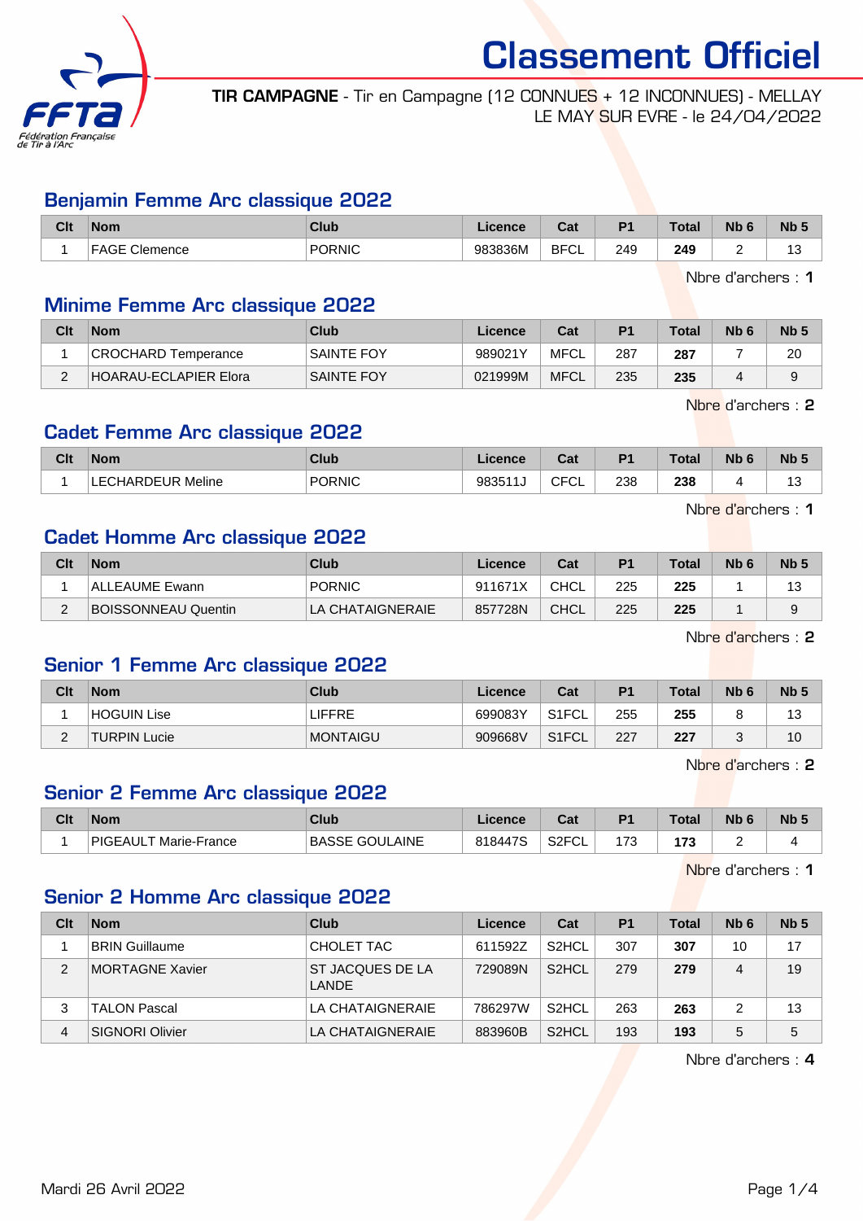# Classement Officiel

**TIR CAMPAGNE** - Tir en Campagne (12 CONNUES + 12 INCONNUES) - MELLAY LE MAY SUR EVRE - le 24/04/2022

## Benjamin Femme Arc classique 2022

| Clt | Nom | Club | Licence | Cat | P1 | Total | Nb 6 | Nb 5 |
|---|---|---|---|---|---|---|---|---|
| 1 | FAGE Clemence | PORNIC | 983836M | BFCL | 249 | **249** | 2 | 13 |

Nbre d'archers : **1**

## Minime Femme Arc classique 2022

| Clt | Nom | Club | Licence | Cat | P1 | Total | Nb 6 | Nb 5 |
|---|---|---|---|---|---|---|---|---|
| 1 | CROCHARD Temperance | SAINTE FOY | 989021Y | MFCL | 287 | **287** | 7 | 20 |
| 2 | HOARAU-ECLAPIER Elora | SAINTE FOY | 021999M | MFCL | 235 | **235** | 4 | 9 |

Nbre d'archers : **2**

## Cadet Femme Arc classique 2022

| Clt | Nom | Club | Licence | Cat | P1 | Total | Nb 6 | Nb 5 |
|---|---|---|---|---|---|---|---|---|
| 1 | LECHARDEUR Meline | PORNIC | 983511J | CFCL | 238 | **238** | 4 | 13 |

Nbre d'archers : **1**

## Cadet Homme Arc classique 2022

| Clt | Nom | Club | Licence | Cat | P1 | Total | Nb 6 | Nb 5 |
|---|---|---|---|---|---|---|---|---|
| 1 | ALLEAUME Ewann | PORNIC | 911671X | CHCL | 225 | **225** | 1 | 13 |
| 2 | BOISSONNEAU Quentin | LA CHATAIGNERAIE | 857728N | CHCL | 225 | **225** | 1 | 9 |

Nbre d'archers : **2**

## Senior 1 Femme Arc classique 2022

| Clt | Nom | Club | Licence | Cat | P1 | Total | Nb 6 | Nb 5 |
|---|---|---|---|---|---|---|---|---|
| 1 | HOGUIN Lise | LIFFRE | 699083Y | S1FCL | 255 | **255** | 8 | 13 |
| 2 | TURPIN Lucie | MONTAIGU | 909668V | S1FCL | 227 | **227** | 3 | 10 |

Nbre d'archers : **2**

## Senior 2 Femme Arc classique 2022

| Clt | Nom | Club | Licence | Cat | P1 | Total | Nb 6 | Nb 5 |
|---|---|---|---|---|---|---|---|---|
| 1 | PIGEAULT Marie-France | BASSE GOULAINE | 818447S | S2FCL | 173 | **173** | 2 | 4 |

Nbre d'archers : **1**

## Senior 2 Homme Arc classique 2022

| Clt | Nom | Club | Licence | Cat | P1 | Total | Nb 6 | Nb 5 |
|---|---|---|---|---|---|---|---|---|
| 1 | BRIN Guillaume | CHOLET TAC | 611592Z | S2HCL | 307 | **307** | 10 | 17 |
| 2 | MORTAGNE Xavier | ST JACQUES DE LA LANDE | 729089N | S2HCL | 279 | **279** | 4 | 19 |
| 3 | TALON Pascal | LA CHATAIGNERAIE | 786297W | S2HCL | 263 | **263** | 2 | 13 |
| 4 | SIGNORI Olivier | LA CHATAIGNERAIE | 883960B | S2HCL | 193 | **193** | 5 | 5 |

Nbre d'archers : **4**

Mardi 26 Avril 2022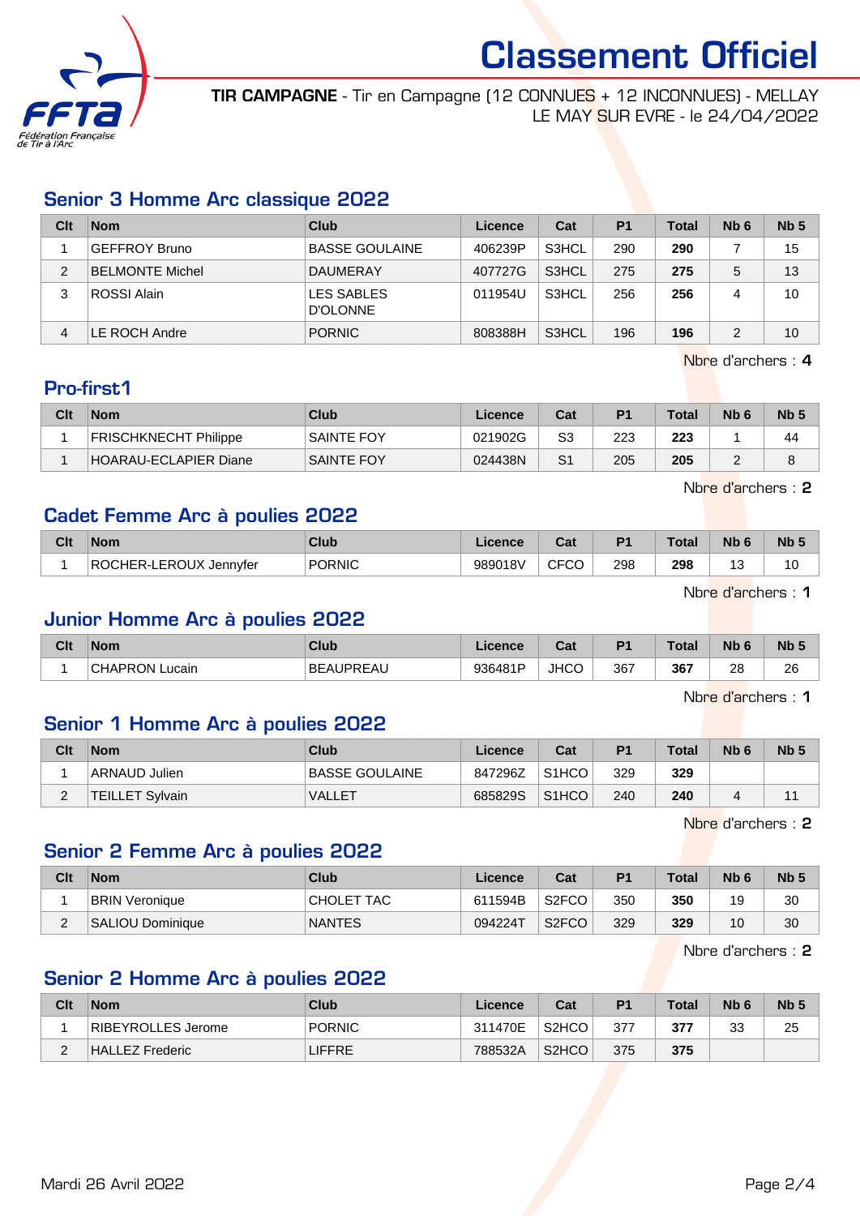# Classement Officiel

**TIR CAMPAGNE** - Tir en Campagne (12 CONNUES + 12 INCONNUES) - MELLAY
LE MAY SUR EVRE - le 24/04/2022

## Senior 3 Homme Arc classique 2022

| Clt | Nom | Club | Licence | Cat | P1 | Total | Nb 6 | Nb 5 |
|---|---|---|---|---|---|---|---|---|
| 1 | GEFFROY Bruno | BASSE GOULAINE | 406239P | S3HCL | 290 | **290** | 7 | 15 |
| 2 | BELMONTE Michel | DAUMERAY | 407727G | S3HCL | 275 | **275** | 5 | 13 |
| 3 | ROSSI Alain | LES SABLES D'OLONNE | 011954U | S3HCL | 256 | **256** | 4 | 10 |
| 4 | LE ROCH Andre | PORNIC | 808388H | S3HCL | 196 | **196** | 2 | 10 |

Nbre d'archers : **4**

## Pro-first1

| Clt | Nom | Club | Licence | Cat | P1 | Total | Nb 6 | Nb 5 |
|---|---|---|---|---|---|---|---|---|
| 1 | FRISCHKNECHT Philippe | SAINTE FOY | 021902G | S3 | 223 | **223** | 1 | 44 |
| 1 | HOARAU-ECLAPIER Diane | SAINTE FOY | 024438N | S1 | 205 | **205** | 2 | 8 |

Nbre d'archers : **2**

## Cadet Femme Arc à poulies 2022

| Clt | Nom | Club | Licence | Cat | P1 | Total | Nb 6 | Nb 5 |
|---|---|---|---|---|---|---|---|---|
| 1 | ROCHER-LEROUX Jennyfer | PORNIC | 989018V | CFCO | 298 | **298** | 13 | 10 |

Nbre d'archers : **1**

## Junior Homme Arc à poulies 2022

| Clt | Nom | Club | Licence | Cat | P1 | Total | Nb 6 | Nb 5 |
|---|---|---|---|---|---|---|---|---|
| 1 | CHAPRON Lucain | BEAUPREAU | 936481P | JHCO | 367 | **367** | 28 | 26 |

Nbre d'archers : **1**

## Senior 1 Homme Arc à poulies 2022

| Clt | Nom | Club | Licence | Cat | P1 | Total | Nb 6 | Nb 5 |
|---|---|---|---|---|---|---|---|---|
| 1 | ARNAUD Julien | BASSE GOULAINE | 847296Z | S1HCO | 329 | **329** | | |
| 2 | TEILLET Sylvain | VALLET | 685829S | S1HCO | 240 | **240** | 4 | 11 |

Nbre d'archers : **2**

## Senior 2 Femme Arc à poulies 2022

| Clt | Nom | Club | Licence | Cat | P1 | Total | Nb 6 | Nb 5 |
|---|---|---|---|---|---|---|---|---|
| 1 | BRIN Veronique | CHOLET TAC | 611594B | S2FCO | 350 | **350** | 19 | 30 |
| 2 | SALIOU Dominique | NANTES | 094224T | S2FCO | 329 | **329** | 10 | 30 |

Nbre d'archers : **2**

## Senior 2 Homme Arc à poulies 2022

| Clt | Nom | Club | Licence | Cat | P1 | Total | Nb 6 | Nb 5 |
|---|---|---|---|---|---|---|---|---|
| 1 | RIBEYROLLES Jerome | PORNIC | 311470E | S2HCO | 377 | **377** | 33 | 25 |
| 2 | HALLEZ Frederic | LIFFRE | 788532A | S2HCO | 375 | **375** | | |

Mardi 26 Avril 2022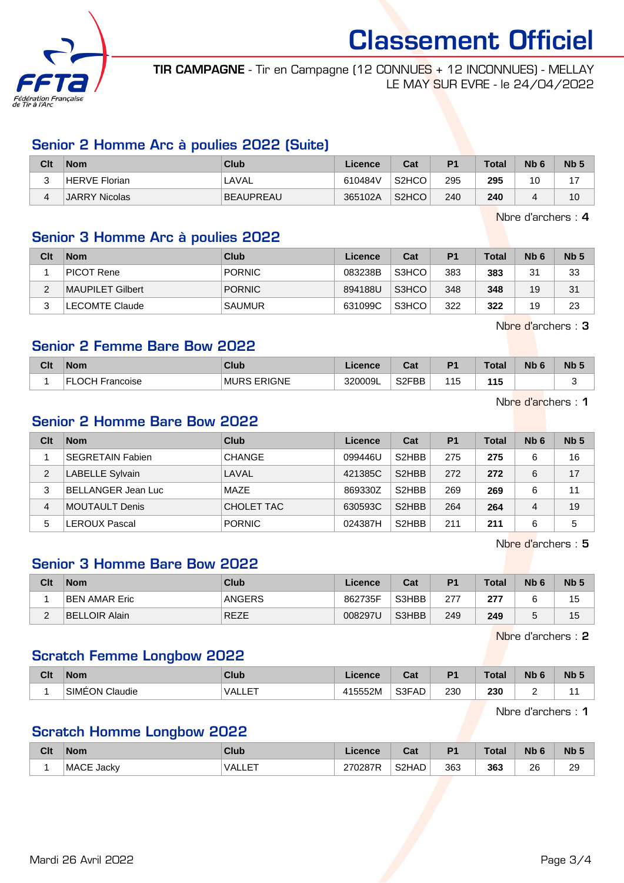# Classement Officiel

**TIR CAMPAGNE** - Tir en Campagne (12 CONNUES + 12 INCONNUES) - MELLAY LE MAY SUR EVRE - le 24/04/2022

## Senior 2 Homme Arc à poulies 2022 (Suite)

| Clt | Nom | Club | Licence | Cat | P1 | Total | Nb 6 | Nb 5 |
|---|---|---|---|---|---|---|---|---|
| 3 | HERVE Florian | LAVAL | 610484V | S2HCO | 295 | **295** | 10 | 17 |
| 4 | JARRY Nicolas | BEAUPREAU | 365102A | S2HCO | 240 | **240** | 4 | 10 |

Nbre d'archers : **4**

## Senior 3 Homme Arc à poulies 2022

| Clt | Nom | Club | Licence | Cat | P1 | Total | Nb 6 | Nb 5 |
|---|---|---|---|---|---|---|---|---|
| 1 | PICOT Rene | PORNIC | 083238B | S3HCO | 383 | **383** | 31 | 33 |
| 2 | MAUPILET Gilbert | PORNIC | 894188U | S3HCO | 348 | **348** | 19 | 31 |
| 3 | LECOMTE Claude | SAUMUR | 631099C | S3HCO | 322 | **322** | 19 | 23 |

Nbre d'archers : **3**

## Senior 2 Femme Bare Bow 2022

| Clt | Nom | Club | Licence | Cat | P1 | Total | Nb 6 | Nb 5 |
|---|---|---|---|---|---|---|---|---|
| 1 | FLOCH Francoise | MURS ERIGNE | 320009L | S2FBB | 115 | **115** | | 3 |

Nbre d'archers : **1**

## Senior 2 Homme Bare Bow 2022

| Clt | Nom | Club | Licence | Cat | P1 | Total | Nb 6 | Nb 5 |
|---|---|---|---|---|---|---|---|---|
| 1 | SEGRETAIN Fabien | CHANGE | 099446U | S2HBB | 275 | **275** | 6 | 16 |
| 2 | LABELLE Sylvain | LAVAL | 421385C | S2HBB | 272 | **272** | 6 | 17 |
| 3 | BELLANGER Jean Luc | MAZE | 869330Z | S2HBB | 269 | **269** | 6 | 11 |
| 4 | MOUTAULT Denis | CHOLET TAC | 630593C | S2HBB | 264 | **264** | 4 | 19 |
| 5 | LEROUX Pascal | PORNIC | 024387H | S2HBB | 211 | **211** | 6 | 5 |

Nbre d'archers : **5**

## Senior 3 Homme Bare Bow 2022

| Clt | Nom | Club | Licence | Cat | P1 | Total | Nb 6 | Nb 5 |
|---|---|---|---|---|---|---|---|---|
| 1 | BEN AMAR Eric | ANGERS | 862735F | S3HBB | 277 | **277** | 6 | 15 |
| 2 | BELLOIR Alain | REZE | 008297U | S3HBB | 249 | **249** | 5 | 15 |

Nbre d'archers : **2**

## Scratch Femme Longbow 2022

| Clt | Nom | Club | Licence | Cat | P1 | Total | Nb 6 | Nb 5 |
|---|---|---|---|---|---|---|---|---|
| 1 | SIMÉON Claudie | VALLET | 415552M | S3FAD | 230 | **230** | 2 | 11 |

Nbre d'archers : **1**

## Scratch Homme Longbow 2022

| Clt | Nom | Club | Licence | Cat | P1 | Total | Nb 6 | Nb 5 |
|---|---|---|---|---|---|---|---|---|
| 1 | MACE Jacky | VALLET | 270287R | S2HAD | 363 | **363** | 26 | 29 |

Mardi 26 Avril 2022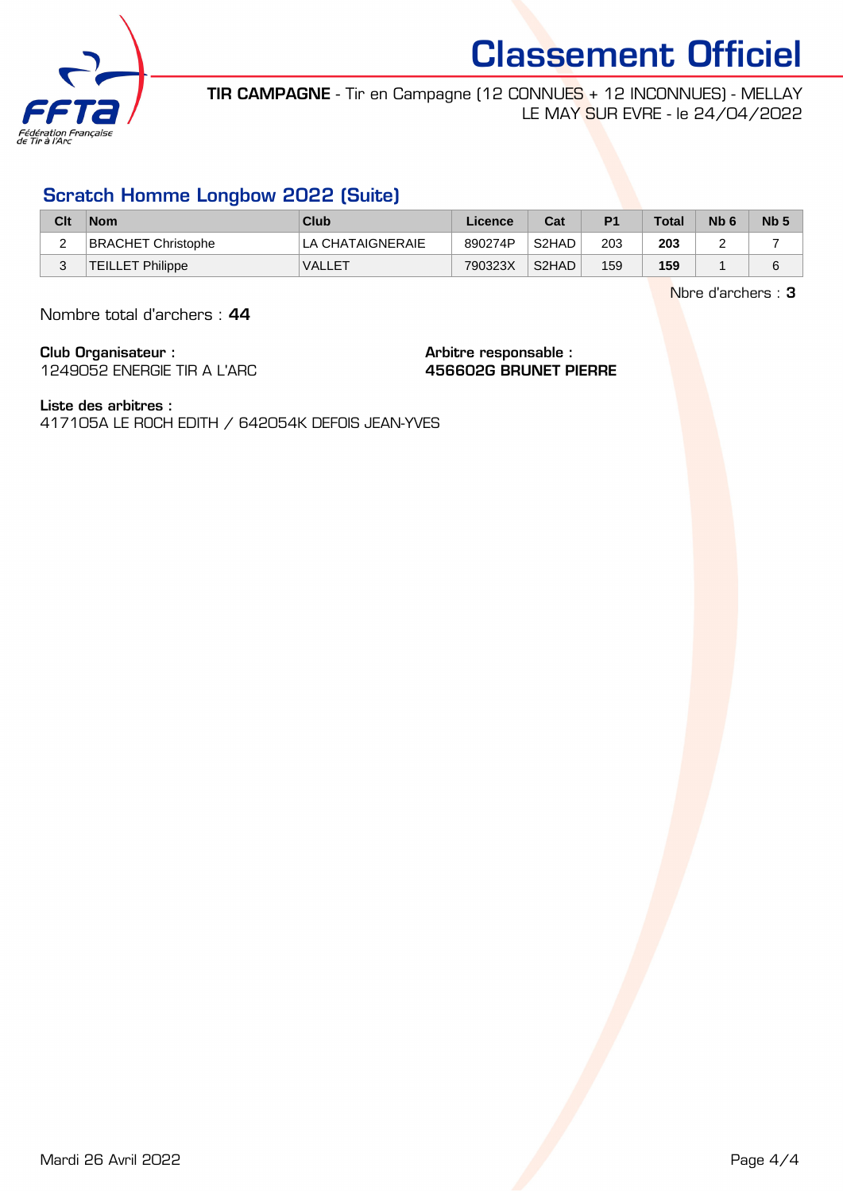# Classement Officiel

**TIR CAMPAGNE** - Tir en Campagne (12 CONNUES + 12 INCONNUES) - MELLAY
LE MAY SUR EVRE - le 24/04/2022

## Scratch Homme Longbow 2022 (Suite)

| Clt | Nom | Club | Licence | Cat | P1 | Total | Nb 6 | Nb 5 |
|---|---|---|---|---|---|---|---|---|
| 2 | BRACHET Christophe | LA CHATAIGNERAIE | 890274P | S2HAD | 203 | **203** | 2 | 7 |
| 3 | TEILLET Philippe | VALLET | 790323X | S2HAD | 159 | **159** | 1 | 6 |

Nbre d'archers : **3**

Nombre total d'archers : **44**

**Club Organisateur :**
1249052 ENERGIE TIR A L'ARC

**Arbitre responsable :**
**456602G BRUNET PIERRE**

**Liste des arbitres :**
417105A LE ROCH EDITH / 642054K DEFOIS JEAN-YVES

Mardi 26 Avril 2022